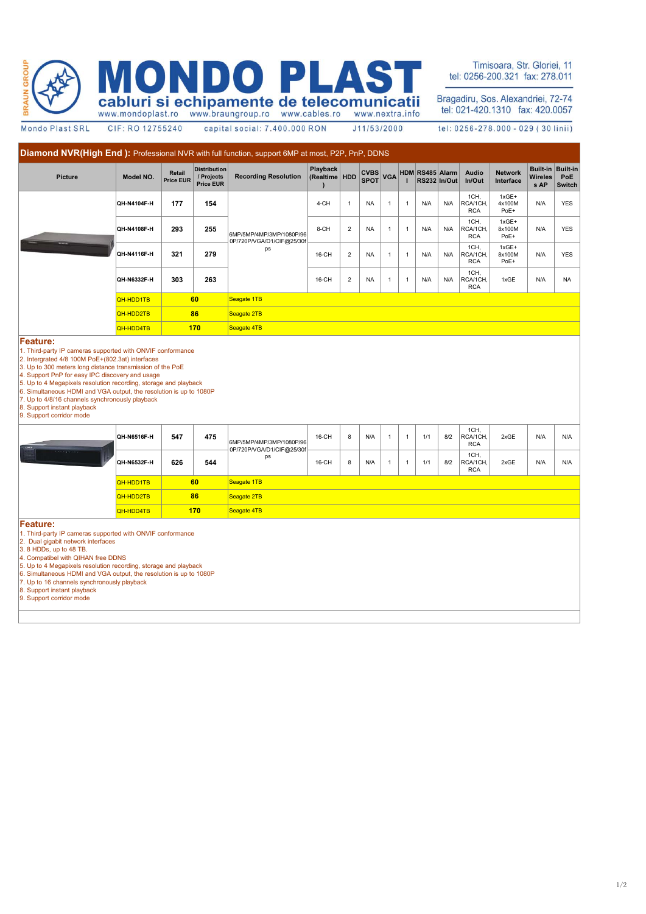# MONDO PLAST

BRAUN GROUP

cabluri si echipamente de telecomunicatii

www.mondoplast.ro www.braungroup.ro www.cables.ro www.nextra.info

Timisoara, Str. Gloriei, 11
tel: 0256-200.321 fax: 278.011

Bragadiru, Sos. Alexandriei, 72-74
tel: 021-420.1310 fax: 420.0057

Mondo Plast SRL CIF: RO 12755240 capital social: 7.400.000 RON J11/53/2000 tel: 0256-278.000 - 029 ( 30 linii)

## Diamond NVR(High End ): Professional NVR with full function, support 6MP at most, P2P, PnP, DDNS

| Picture | Model NO. | Retail Price EUR | Distribution / Projects Price EUR | Recording Resolution | Playback (Realtime ) | HDD | CVBS SPOT | VGA | HDMI | RS485 RS232 | Alarm In/Out | Audio In/Out | Network Interface | Built-in Wireless AP | Built-in PoE Switch |
|---|---|---|---|---|---|---|---|---|---|---|---|---|---|---|---|
| | QH-N4104F-H | 177 | 154 | 6MP/5MP/4MP/3MP/1080P/960P/720P/VGA/D1/CIF@25/30fps | 4-CH | 1 | NA | 1 | 1 | N/A | N/A | 1CH, RCA/1CH, RCA | 1xGE+ 4x100M PoE+ | N/A | YES |
| | QH-N4108F-H | 293 | 255 | | 8-CH | 2 | NA | 1 | 1 | N/A | N/A | 1CH, RCA/1CH, RCA | 1xGE+ 8x100M PoE+ | N/A | YES |
| | QH-N4116F-H | 321 | 279 | | 16-CH | 2 | NA | 1 | 1 | N/A | N/A | 1CH, RCA/1CH, RCA | 1xGE+ 8x100M PoE+ | N/A | YES |
| | QH-N6332F-H | 303 | 263 | | 16-CH | 2 | NA | 1 | 1 | N/A | N/A | 1CH, RCA/1CH, RCA | 1xGE | N/A | NA |
| | QH-HDD1TB | 60 | | Seagate 1TB | | | | | | | | | | | |
| | QH-HDD2TB | 86 | | Seagate 2TB | | | | | | | | | | | |
| | QH-HDD4TB | 170 | | Seagate 4TB | | | | | | | | | | | |

**Feature:**

1. Third-party IP cameras supported with ONVIF conformance
2. Intergrated 4/8 100M PoE+(802.3at) interfaces
3. Up to 300 meters long distance transmission of the PoE
4. Support PnP for easy IPC discovery and usage
5. Up to 4 Megapixels resolution recording, storage and playback
6. Simultaneous HDMI and VGA output, the resolution is up to 1080P
7. Up to 4/8/16 channels synchronously playback
8. Support instant playback
9. Support corridor mode

| Picture | Model NO. | Retail Price EUR | Distribution / Projects Price EUR | Recording Resolution | Playback (Realtime ) | HDD | CVBS SPOT | VGA | HDMI | RS485 RS232 | Alarm In/Out | Audio In/Out | Network Interface | Built-in Wireless AP | Built-in PoE Switch |
|---|---|---|---|---|---|---|---|---|---|---|---|---|---|---|---|
| | QH-N6516F-H | 547 | 475 | 6MP/5MP/4MP/3MP/1080P/960P/720P/VGA/D1/CIF@25/30fps | 16-CH | 8 | N/A | 1 | 1 | 1/1 | 8/2 | 1CH, RCA/1CH, RCA | 2xGE | N/A | N/A |
| | QH-N6532F-H | 626 | 544 | | 16-CH | 8 | N/A | 1 | 1 | 1/1 | 8/2 | 1CH, RCA/1CH, RCA | 2xGE | N/A | N/A |
| | QH-HDD1TB | 60 | | Seagate 1TB | | | | | | | | | | | |
| | QH-HDD2TB | 86 | | Seagate 2TB | | | | | | | | | | | |
| | QH-HDD4TB | 170 | | Seagate 4TB | | | | | | | | | | | |

**Feature:**

1. Third-party IP cameras supported with ONVIF conformance
2. Dual gigabit network interfaces
3. 8 HDDs, up to 48 TB.
4. Compatibel with QIHAN free DDNS
5. Up to 4 Megapixels resolution recording, storage and playback
6. Simultaneous HDMI and VGA output, the resolution is up to 1080P
7. Up to 16 channels synchronously playback
8. Support instant playback
9. Support corridor mode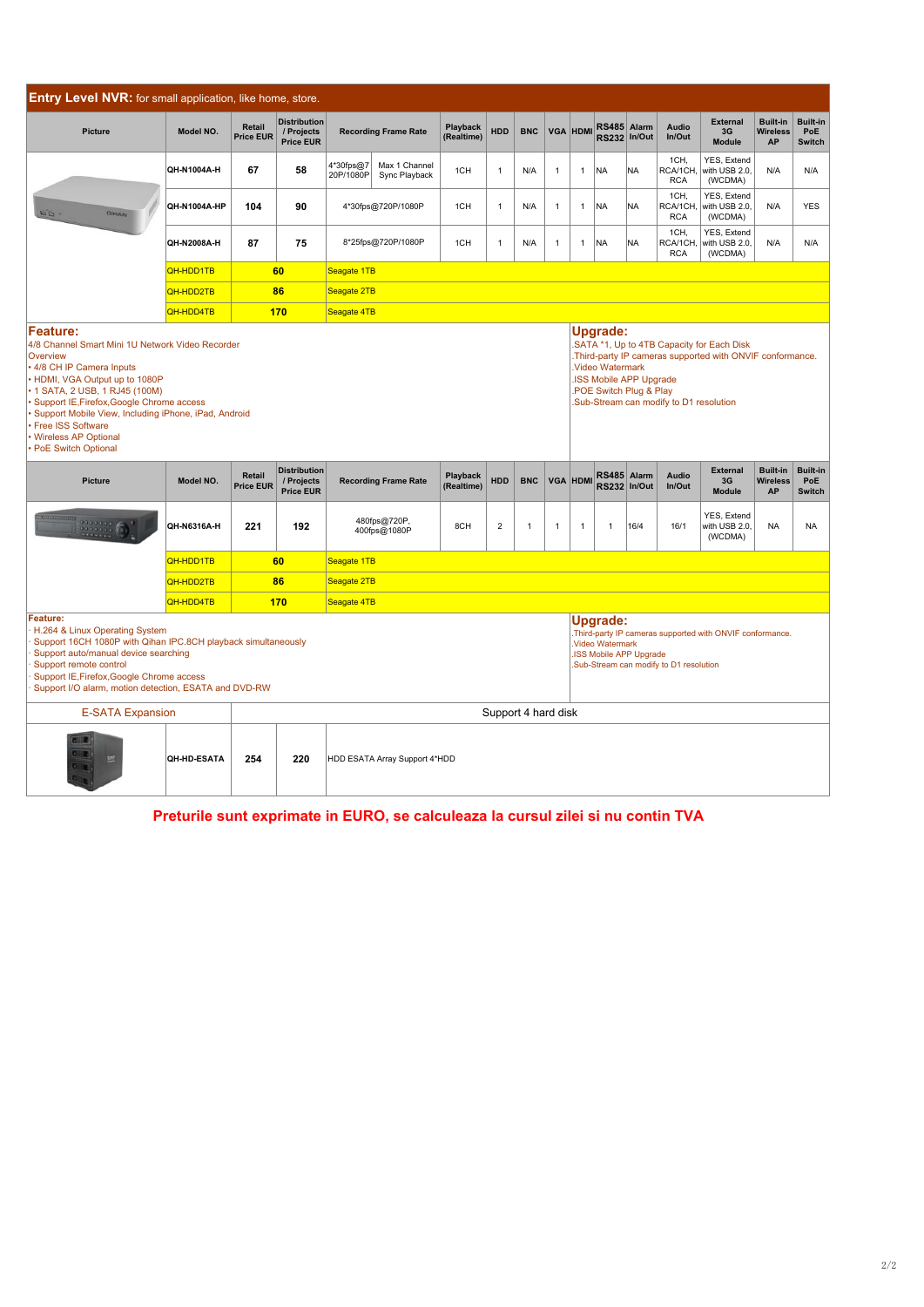## Entry Level NVR: for small application, like home, store.

| Picture | Model NO. | Retail Price EUR | Distribution / Projects Price EUR | Recording Frame Rate | Playback (Realtime) | HDD | BNC | VGA | HDMI | RS485 RS232 | Alarm In/Out | Audio In/Out | External 3G Module | Built-in Wireless AP | Built-in PoE Switch |
|---|---|---|---|---|---|---|---|---|---|---|---|---|---|---|---|
| | QH-N1004A-H | 67 | 58 | 4*30fps@720P/1080P Max 1 Channel Sync Playback | 1CH | 1 | N/A | 1 | 1 | NA | NA | 1CH, RCA/1CH, RCA | YES, Extend with USB 2.0, (WCDMA) | N/A | N/A |
| | QH-N1004A-HP | 104 | 90 | 4*30fps@720P/1080P | 1CH | 1 | N/A | 1 | 1 | NA | NA | 1CH, RCA/1CH, RCA | YES, Extend with USB 2.0, (WCDMA) | N/A | YES |
| | QH-N2008A-H | 87 | 75 | 8*25fps@720P/1080P | 1CH | 1 | N/A | 1 | 1 | NA | NA | 1CH, RCA/1CH, RCA | YES, Extend with USB 2.0, (WCDMA) | N/A | N/A |
| | QH-HDD1TB | 60 | | Seagate 1TB | | | | | | | | | | | |
| | QH-HDD2TB | 86 | | Seagate 2TB | | | | | | | | | | | |
| | QH-HDD4TB | 170 | | Seagate 4TB | | | | | | | | | | | |

**Feature:**

4/8 Channel Smart Mini 1U Network Video Recorder

Overview

- 4/8 CH IP Camera Inputs
- HDMI, VGA Output up to 1080P
- 1 SATA, 2 USB, 1 RJ45 (100M)
- Support IE,Firefox,Google Chrome access
- Support Mobile View, Including iPhone, iPad, Android
- Free ISS Software
- Wireless AP Optional
- PoE Switch Optional

**Upgrade:**

.SATA *1, Up to 4TB Capacity for Each Disk
.Third-party IP cameras supported with ONVIF conformance.
.Video Watermark
.ISS Mobile APP Upgrade
.POE Switch Plug & Play
.Sub-Stream can modify to D1 resolution

| Picture | Model NO. | Retail Price EUR | Distribution / Projects Price EUR | Recording Frame Rate | Playback (Realtime) | HDD | BNC | VGA | HDMI | RS485 RS232 | Alarm In/Out | Audio In/Out | External 3G Module | Built-in Wireless AP | Built-in PoE Switch |
|---|---|---|---|---|---|---|---|---|---|---|---|---|---|---|---|
| | QH-N6316A-H | 221 | 192 | 480fps@720P, 400fps@1080P | 8CH | 2 | 1 | 1 | 1 | 1 | 16/4 | 16/1 | YES, Extend with USB 2.0, (WCDMA) | NA | NA |
| | QH-HDD1TB | 60 | | Seagate 1TB | | | | | | | | | | | |
| | QH-HDD2TB | 86 | | Seagate 2TB | | | | | | | | | | | |
| | QH-HDD4TB | 170 | | Seagate 4TB | | | | | | | | | | | |

**Feature:**

· H.264 & Linux Operating System
· Support 16CH 1080P with Qihan IPC.8CH playback simultaneously
· Support auto/manual device searching
· Support remote control
· Support IE,Firefox,Google Chrome access
· Support I/O alarm, motion detection, ESATA and DVD-RW

**Upgrade:**

.Third-party IP cameras supported with ONVIF conformance.
.Video Watermark
.ISS Mobile APP Upgrade
.Sub-Stream can modify to D1 resolution

| E-SATA Expansion | | | Support 4 hard disk |
|---|---|---|---|
| | QH-HD-ESATA | 254 | 220 | HDD ESATA Array Support 4*HDD |

**Preturile sunt exprimate in EURO, se calculeaza la cursul zilei si nu contin TVA**